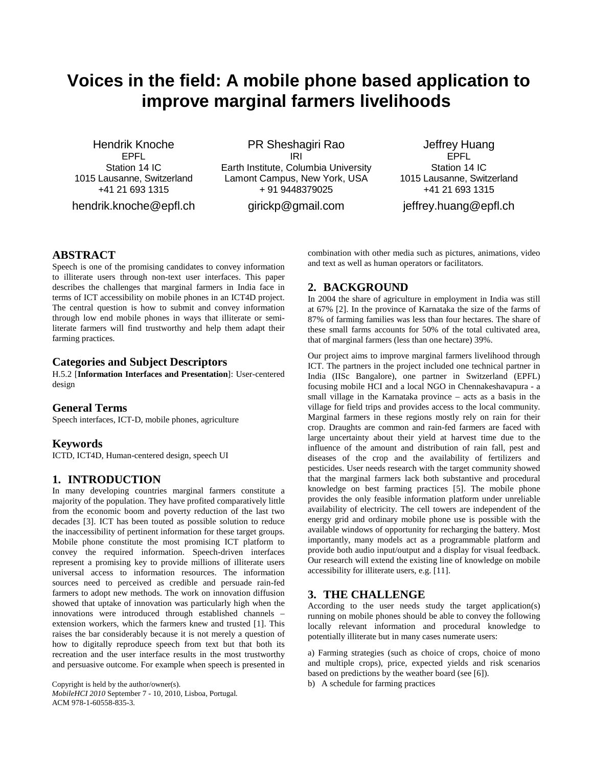# Voices in the field: A mobile phone based application to improve marginal farmers livelihoods

Hendrik Knoche
EPFL
Station 14 IC
1015 Lausanne, Switzerland
+41 21 693 1315
hendrik.knoche@epfl.ch

PR Sheshagiri Rao
IRI
Earth Institute, Columbia University
Lamont Campus, New York, USA
+ 91 9448379025
girickp@gmail.com

Jeffrey Huang
EPFL
Station 14 IC
1015 Lausanne, Switzerland
+41 21 693 1315
jeffrey.huang@epfl.ch

## ABSTRACT

Speech is one of the promising candidates to convey information to illiterate users through non-text user interfaces. This paper describes the challenges that marginal farmers in India face in terms of ICT accessibility on mobile phones in an ICT4D project. The central question is how to submit and convey information through low end mobile phones in ways that illiterate or semi-literate farmers will find trustworthy and help them adapt their farming practices.

### Categories and Subject Descriptors

H.5.2 [**Information Interfaces and Presentation**]: User-centered design

### General Terms

Speech interfaces, ICT-D, mobile phones, agriculture

### Keywords

ICTD, ICT4D, Human-centered design, speech UI

## 1. INTRODUCTION

In many developing countries marginal farmers constitute a majority of the population. They have profited comparatively little from the economic boom and poverty reduction of the last two decades [3]. ICT has been touted as possible solution to reduce the inaccessibility of pertinent information for these target groups. Mobile phone constitute the most promising ICT platform to convey the required information. Speech-driven interfaces represent a promising key to provide millions of illiterate users universal access to information resources. The information sources need to perceived as credible and persuade rain-fed farmers to adopt new methods. The work on innovation diffusion showed that uptake of innovation was particularly high when the innovations were introduced through established channels – extension workers, which the farmers knew and trusted [1]. This raises the bar considerably because it is not merely a question of how to digitally reproduce speech from text but that both its recreation and the user interface results in the most trustworthy and persuasive outcome. For example when speech is presented in combination with other media such as pictures, animations, video and text as well as human operators or facilitators.

Copyright is held by the author/owner(s).
*MobileHCI 2010* September 7 - 10, 2010, Lisboa, Portugal.
ACM 978-1-60558-835-3.

## 2. BACKGROUND

In 2004 the share of agriculture in employment in India was still at 67% [2]. In the province of Karnataka the size of the farms of 87% of farming families was less than four hectares. The share of these small farms accounts for 50% of the total cultivated area, that of marginal farmers (less than one hectare) 39%.

Our project aims to improve marginal farmers livelihood through ICT. The partners in the project included one technical partner in India (IISc Bangalore), one partner in Switzerland (EPFL) focusing mobile HCI and a local NGO in Chennakeshavapura - a small village in the Karnataka province – acts as a basis in the village for field trips and provides access to the local community. Marginal farmers in these regions mostly rely on rain for their crop. Draughts are common and rain-fed farmers are faced with large uncertainty about their yield at harvest time due to the influence of the amount and distribution of rain fall, pest and diseases of the crop and the availability of fertilizers and pesticides. User needs research with the target community showed that the marginal farmers lack both substantive and procedural knowledge on best farming practices [5]. The mobile phone provides the only feasible information platform under unreliable availability of electricity. The cell towers are independent of the energy grid and ordinary mobile phone use is possible with the available windows of opportunity for recharging the battery. Most importantly, many models act as a programmable platform and provide both audio input/output and a display for visual feedback. Our research will extend the existing line of knowledge on mobile accessibility for illiterate users, e.g. [11].

## 3. THE CHALLENGE

According to the user needs study the target application(s) running on mobile phones should be able to convey the following locally relevant information and procedural knowledge to potentially illiterate but in many cases numerate users:

a) Farming strategies (such as choice of crops, choice of mono and multiple crops), price, expected yields and risk scenarios based on predictions by the weather board (see [6]).

b) A schedule for farming practices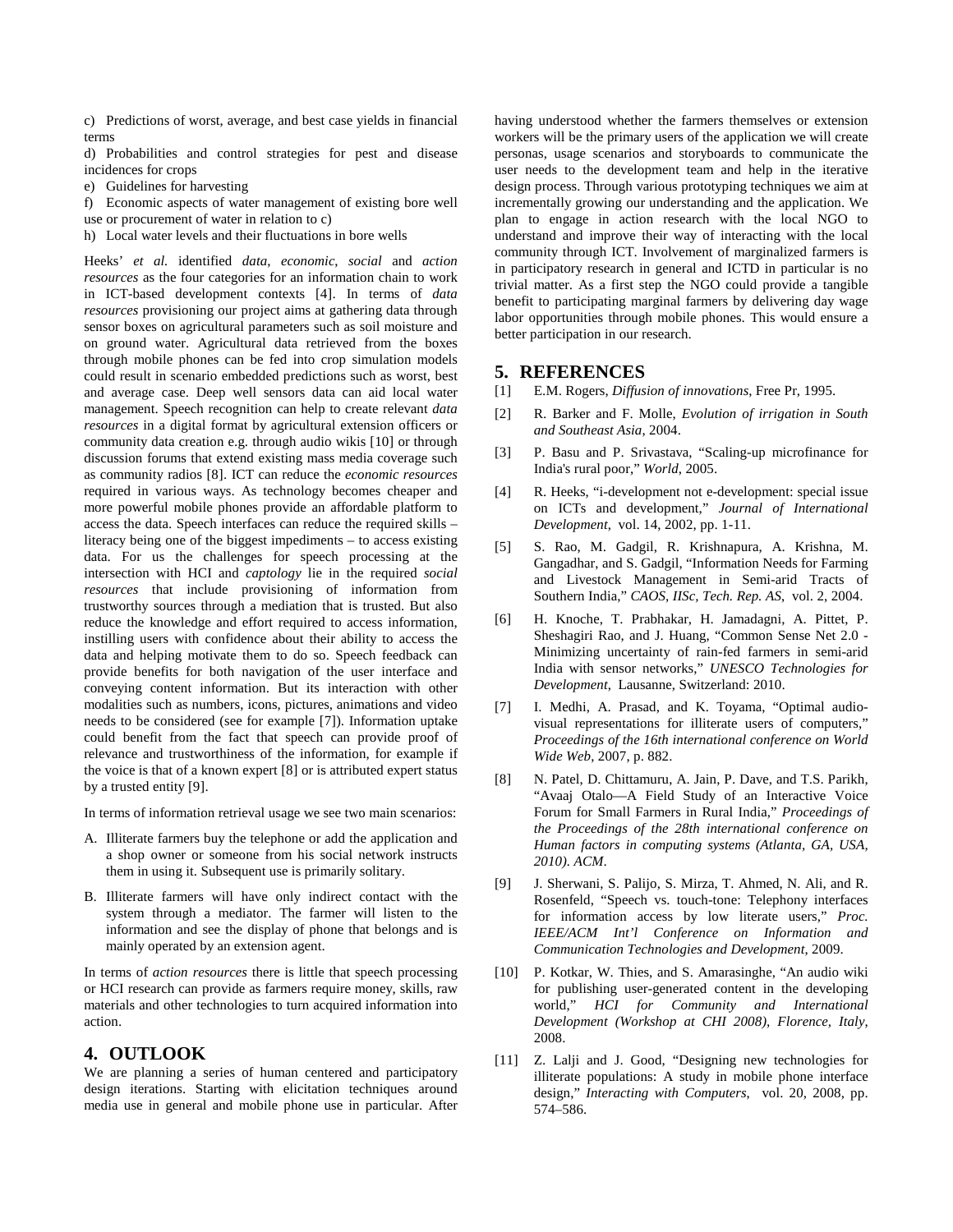c) Predictions of worst, average, and best case yields in financial terms

d) Probabilities and control strategies for pest and disease incidences for crops

e) Guidelines for harvesting

f) Economic aspects of water management of existing bore well use or procurement of water in relation to c)

h) Local water levels and their fluctuations in bore wells

Heeks' *et al.* identified *data*, *economic*, *social* and *action resources* as the four categories for an information chain to work in ICT-based development contexts [4]. In terms of *data resources* provisioning our project aims at gathering data through sensor boxes on agricultural parameters such as soil moisture and on ground water. Agricultural data retrieved from the boxes through mobile phones can be fed into crop simulation models could result in scenario embedded predictions such as worst, best and average case. Deep well sensors data can aid local water management. Speech recognition can help to create relevant *data resources* in a digital format by agricultural extension officers or community data creation e.g. through audio wikis [10] or through discussion forums that extend existing mass media coverage such as community radios [8]. ICT can reduce the *economic resources* required in various ways. As technology becomes cheaper and more powerful mobile phones provide an affordable platform to access the data. Speech interfaces can reduce the required skills – literacy being one of the biggest impediments – to access existing data. For us the challenges for speech processing at the intersection with HCI and *captology* lie in the required *social resources* that include provisioning of information from trustworthy sources through a mediation that is trusted. But also reduce the knowledge and effort required to access information, instilling users with confidence about their ability to access the data and helping motivate them to do so. Speech feedback can provide benefits for both navigation of the user interface and conveying content information. But its interaction with other modalities such as numbers, icons, pictures, animations and video needs to be considered (see for example [7]). Information uptake could benefit from the fact that speech can provide proof of relevance and trustworthiness of the information, for example if the voice is that of a known expert [8] or is attributed expert status by a trusted entity [9].

In terms of information retrieval usage we see two main scenarios:

A. Illiterate farmers buy the telephone or add the application and a shop owner or someone from his social network instructs them in using it. Subsequent use is primarily solitary.

B. Illiterate farmers will have only indirect contact with the system through a mediator. The farmer will listen to the information and see the display of phone that belongs and is mainly operated by an extension agent.

In terms of *action resources* there is little that speech processing or HCI research can provide as farmers require money, skills, raw materials and other technologies to turn acquired information into action.

## 4. OUTLOOK

We are planning a series of human centered and participatory design iterations. Starting with elicitation techniques around media use in general and mobile phone use in particular. After having understood whether the farmers themselves or extension workers will be the primary users of the application we will create personas, usage scenarios and storyboards to communicate the user needs to the development team and help in the iterative design process. Through various prototyping techniques we aim at incrementally growing our understanding and the application. We plan to engage in action research with the local NGO to understand and improve their way of interacting with the local community through ICT. Involvement of marginalized farmers is in participatory research in general and ICTD in particular is no trivial matter. As a first step the NGO could provide a tangible benefit to participating marginal farmers by delivering day wage labor opportunities through mobile phones. This would ensure a better participation in our research.

## 5. REFERENCES

[1] E.M. Rogers, *Diffusion of innovations*, Free Pr, 1995.

[2] R. Barker and F. Molle, *Evolution of irrigation in South and Southeast Asia*, 2004.

[3] P. Basu and P. Srivastava, "Scaling-up microfinance for India's rural poor," *World*, 2005.

[4] R. Heeks, "i-development not e-development: special issue on ICTs and development," *Journal of International Development*, vol. 14, 2002, pp. 1-11.

[5] S. Rao, M. Gadgil, R. Krishnapura, A. Krishna, M. Gangadhar, and S. Gadgil, "Information Needs for Farming and Livestock Management in Semi-arid Tracts of Southern India," *CAOS, IISc, Tech. Rep. AS*, vol. 2, 2004.

[6] H. Knoche, T. Prabhakar, H. Jamadagni, A. Pittet, P. Sheshagiri Rao, and J. Huang, "Common Sense Net 2.0 - Minimizing uncertainty of rain-fed farmers in semi-arid India with sensor networks," *UNESCO Technologies for Development*, Lausanne, Switzerland: 2010.

[7] I. Medhi, A. Prasad, and K. Toyama, "Optimal audio-visual representations for illiterate users of computers," *Proceedings of the 16th international conference on World Wide Web*, 2007, p. 882.

[8] N. Patel, D. Chittamuru, A. Jain, P. Dave, and T.S. Parikh, "Avaaj Otalo—A Field Study of an Interactive Voice Forum for Small Farmers in Rural India," *Proceedings of the Proceedings of the 28th international conference on Human factors in computing systems (Atlanta, GA, USA, 2010). ACM*.

[9] J. Sherwani, S. Palijo, S. Mirza, T. Ahmed, N. Ali, and R. Rosenfeld, "Speech vs. touch-tone: Telephony interfaces for information access by low literate users," *Proc. IEEE/ACM Int'l Conference on Information and Communication Technologies and Development*, 2009.

[10] P. Kotkar, W. Thies, and S. Amarasinghe, "An audio wiki for publishing user-generated content in the developing world," *HCI for Community and International Development (Workshop at CHI 2008), Florence, Italy*, 2008.

[11] Z. Lalji and J. Good, "Designing new technologies for illiterate populations: A study in mobile phone interface design," *Interacting with Computers*, vol. 20, 2008, pp. 574–586.